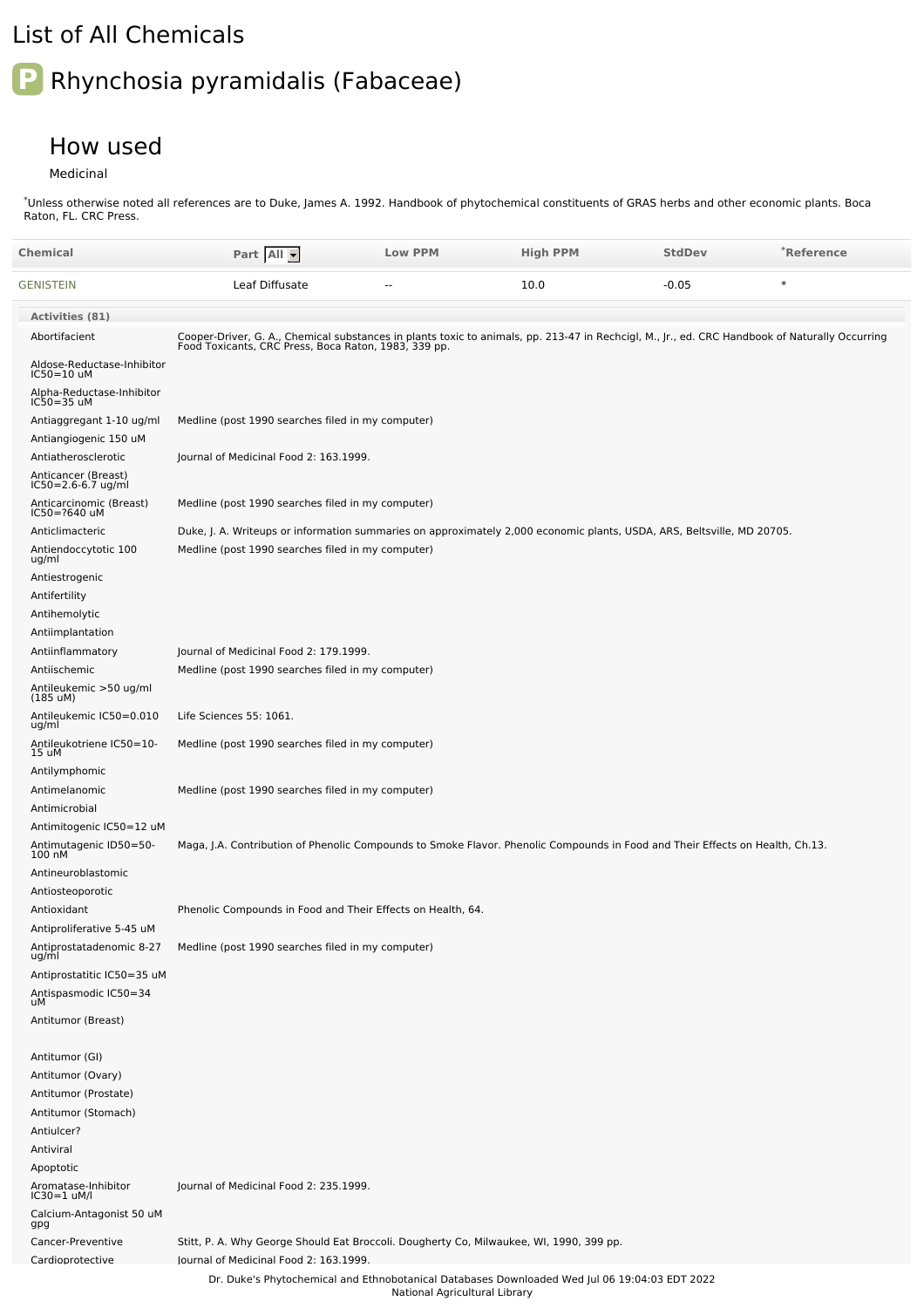# List of All Chemicals

## Rhynchosia pyramidalis (Fabaceae)

### How used

Medicinal

*Unless otherwise noted all references are to Duke, James A. 1992. Handbook of phytochemical constituents of GRAS herbs and other economic plants. Boca Raton, FL. CRC Press.

| Chemical | Part | Low PPM | High PPM | StdDev | *Reference |
|---|---|---|---|---|---|
| GENISTEIN | Leaf Diffusate | -- | 10.0 | -0.05 | * |

**Activities (81)**

| Activity | Reference |
|---|---|
| Abortifacient | Cooper-Driver, G. A., Chemical substances in plants toxic to animals, pp. 213-47 in Rechcigl, M., Jr., ed. CRC Handbook of Naturally Occurring Food Toxicants, CRC Press, Boca Raton, 1983, 339 pp. |
| Aldose-Reductase-Inhibitor IC50=10 uM | |
| Alpha-Reductase-Inhibitor IC50=35 uM | |
| Antiaggregant 1-10 ug/ml | Medline (post 1990 searches filed in my computer) |
| Antiangiogenic 150 uM | |
| Antiatherosclerotic | Journal of Medicinal Food 2: 163.1999. |
| Anticancer (Breast) IC50=2.6-6.7 ug/ml | |
| Anticarcinomic (Breast) IC50=?640 uM | Medline (post 1990 searches filed in my computer) |
| Anticlimacteric | Duke, J. A. Writeups or information summaries on approximately 2,000 economic plants, USDA, ARS, Beltsville, MD 20705. |
| Antiendoccytotic 100 ug/ml | Medline (post 1990 searches filed in my computer) |
| Antiestrogenic | |
| Antifertility | |
| Antihemolytic | |
| Antiimplantation | |
| Antiinflammatory | Journal of Medicinal Food 2: 179.1999. |
| Antiischemic | Medline (post 1990 searches filed in my computer) |
| Antileukemic >50 ug/ml (185 uM) | |
| Antileukemic IC50=0.010 ug/ml | Life Sciences 55: 1061. |
| Antileukotriene IC50=10-15 uM | Medline (post 1990 searches filed in my computer) |
| Antilymphomic | |
| Antimelanomic | Medline (post 1990 searches filed in my computer) |
| Antimicrobial | |
| Antimitogenic IC50=12 uM | |
| Antimutagenic ID50=50-100 nM | Maga, J.A. Contribution of Phenolic Compounds to Smoke Flavor. Phenolic Compounds in Food and Their Effects on Health, Ch.13. |
| Antineuroblastomic | |
| Antiosteoporotic | |
| Antioxidant | Phenolic Compounds in Food and Their Effects on Health, 64. |
| Antiproliferative 5-45 uM | |
| Antiprostatadenomic 8-27 ug/ml | Medline (post 1990 searches filed in my computer) |
| Antiprostatitic IC50=35 uM | |
| Antispasmodic IC50=34 uM | |
| Antitumor (Breast) | |
| Antitumor (GI) | |
| Antitumor (Ovary) | |
| Antitumor (Prostate) | |
| Antitumor (Stomach) | |
| Antiulcer? | |
| Antiviral | |
| Apoptotic | |
| Aromatase-Inhibitor IC30=1 uM/l | Journal of Medicinal Food 2: 235.1999. |
| Calcium-Antagonist 50 uM gpg | |
| Cancer-Preventive | Stitt, P. A. Why George Should Eat Broccoli. Dougherty Co, Milwaukee, WI, 1990, 399 pp. |
| Cardioprotective | Journal of Medicinal Food 2: 163.1999. |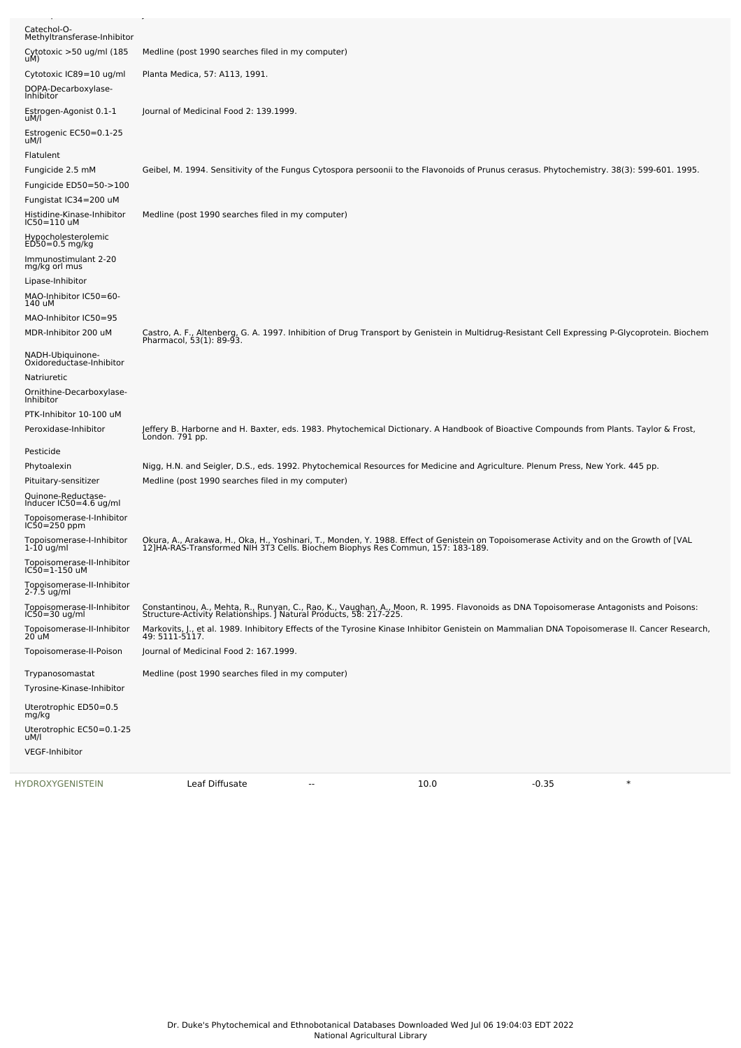| | |
|---|---|
| Catechol-O-Methyltransferase-Inhibitor | |
| Cytotoxic >50 ug/ml (185 uM) | Medline (post 1990 searches filed in my computer) |
| Cytotoxic IC89=10 ug/ml | Planta Medica, 57: A113, 1991. |
| DOPA-Decarboxylase-Inhibitor | |
| Estrogen-Agonist 0.1-1 uM/l | Journal of Medicinal Food 2: 139.1999. |
| Estrogenic EC50=0.1-25 uM/l | |
| Flatulent | |
| Fungicide 2.5 mM | Geibel, M. 1994. Sensitivity of the Fungus Cytospora persoonii to the Flavonoids of Prunus cerasus. Phytochemistry. 38(3): 599-601. 1995. |
| Fungicide ED50=50->100 | |
| Fungistat IC34=200 uM | |
| Histidine-Kinase-Inhibitor IC50=110 uM | Medline (post 1990 searches filed in my computer) |
| Hypocholesterolemic ED50=0.5 mg/kg | |
| Immunostimulant 2-20 mg/kg orl mus | |
| Lipase-Inhibitor | |
| MAO-Inhibitor IC50=60-140 uM | |
| MAO-Inhibitor IC50=95 | |
| MDR-Inhibitor 200 uM | Castro, A. F., Altenberg, G. A. 1997. Inhibition of Drug Transport by Genistein in Multidrug-Resistant Cell Expressing P-Glycoprotein. Biochem Pharmacol, 53(1): 89-93. |
| NADH-Ubiquinone-Oxidoreductase-Inhibitor | |
| Natriuretic | |
| Ornithine-Decarboxylase-Inhibitor | |
| PTK-Inhibitor 10-100 uM | |
| Peroxidase-Inhibitor | Jeffery B. Harborne and H. Baxter, eds. 1983. Phytochemical Dictionary. A Handbook of Bioactive Compounds from Plants. Taylor & Frost, London. 791 pp. |
| Pesticide | |
| Phytoalexin | Nigg, H.N. and Seigler, D.S., eds. 1992. Phytochemical Resources for Medicine and Agriculture. Plenum Press, New York. 445 pp. |
| Pituitary-sensitizer | Medline (post 1990 searches filed in my computer) |
| Quinone-Reductase-Inducer IC50=4.6 ug/ml | |
| Topoisomerase-I-Inhibitor IC50=250 ppm | |
| Topoisomerase-I-Inhibitor 1-10 ug/ml | Okura, A., Arakawa, H., Oka, H., Yoshinari, T., Monden, Y. 1988. Effect of Genistein on Topoisomerase Activity and on the Growth of [VAL 12]HA-RAS-Transformed NIH 3T3 Cells. Biochem Biophys Res Commun, 157: 183-189. |
| Topoisomerase-II-Inhibitor IC50=1-150 uM | |
| Topoisomerase-II-Inhibitor 2-7.5 ug/ml | |
| Topoisomerase-II-Inhibitor IC50=30 ug/ml | Constantinou, A., Mehta, R., Runyan, C., Rao, K., Vaughan, A., Moon, R. 1995. Flavonoids as DNA Topoisomerase Antagonists and Poisons: Structure-Activity Relationships. J Natural Products, 58: 217-225. |
| Topoisomerase-II-Inhibitor 20 uM | Markovits, J., et al. 1989. Inhibitory Effects of the Tyrosine Kinase Inhibitor Genistein on Mammalian DNA Topoisomerase II. Cancer Research, 49: 5111-5117. |
| Topoisomerase-II-Poison | Journal of Medicinal Food 2: 167.1999. |
| Trypanosomastat | Medline (post 1990 searches filed in my computer) |
| Tyrosine-Kinase-Inhibitor | |
| Uterotrophic ED50=0.5 mg/kg | |
| Uterotrophic EC50=0.1-25 uM/l | |
| VEGF-Inhibitor | |

| | | | | | |
|---|---|---|---|---|---|
| HYDROXYGENISTEIN | Leaf Diffusate | -- | 10.0 | -0.35 | * |